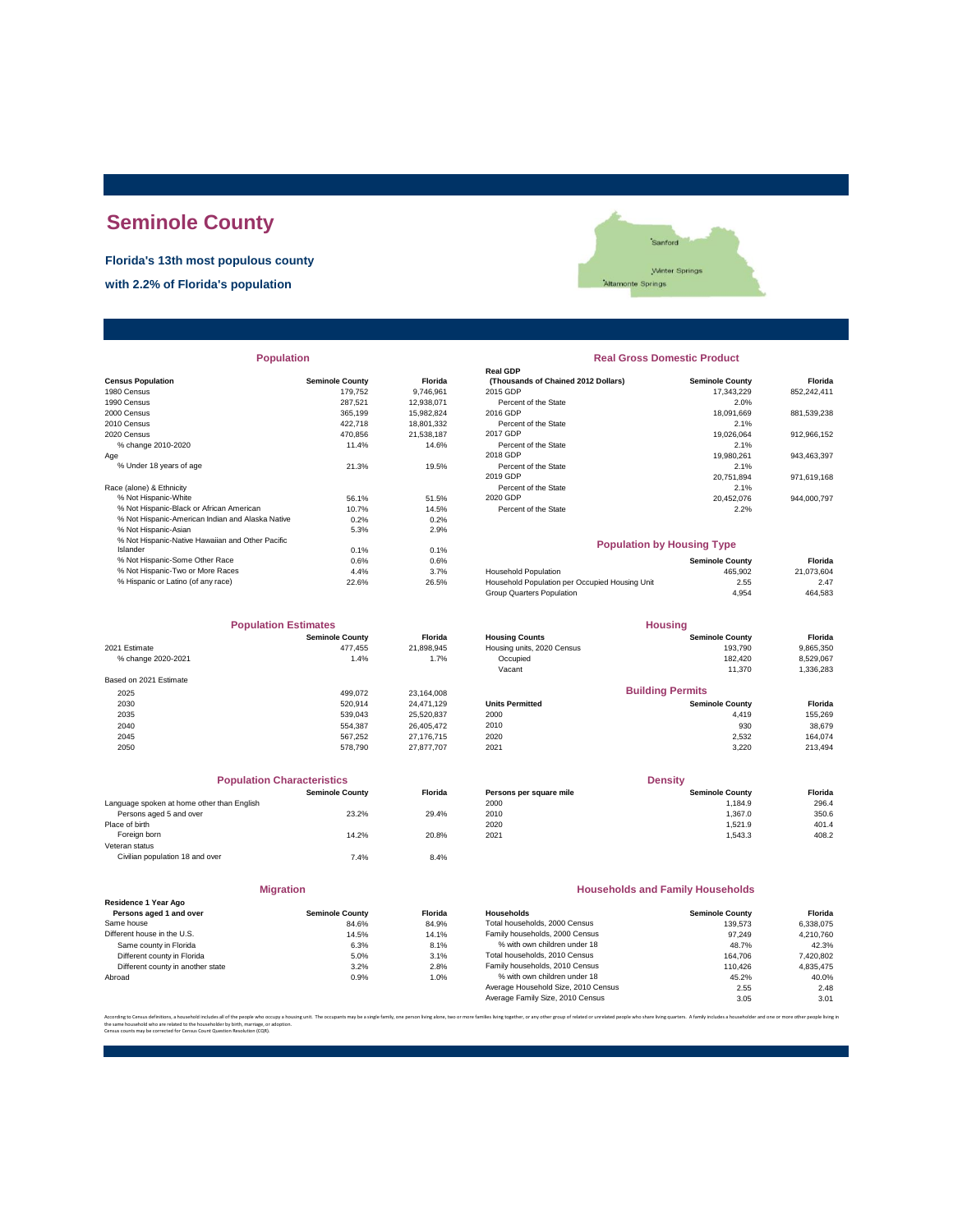# Seminole County

**Florida's 13th most populous county**

**with 2.2% of Florida's population**

## Population

| Census Population | Seminole County | Florida |
|---|---|---|
| 1980 Census | 179,752 | 9,746,961 |
| 1990 Census | 287,521 | 12,938,071 |
| 2000 Census | 365,199 | 15,982,824 |
| 2010 Census | 422,718 | 18,801,332 |
| 2020 Census | 470,856 | 21,538,187 |
| % change 2010-2020 | 11.4% | 14.6% |
| Age | | |
| % Under 18 years of age | 21.3% | 19.5% |
| Race (alone) & Ethnicity | | |
| % Not Hispanic-White | 56.1% | 51.5% |
| % Not Hispanic-Black or African American | 10.7% | 14.5% |
| % Not Hispanic-American Indian and Alaska Native | 0.2% | 0.2% |
| % Not Hispanic-Asian | 5.3% | 2.9% |
| % Not Hispanic-Native Hawaiian and Other Pacific Islander | 0.1% | 0.1% |
| % Not Hispanic-Some Other Race | 0.6% | 0.6% |
| % Not Hispanic-Two or More Races | 4.4% | 3.7% |
| % Hispanic or Latino (of any race) | 22.6% | 26.5% |

## Real Gross Domestic Product

| Real GDP (Thousands of Chained 2012 Dollars) | Seminole County | Florida |
|---|---|---|
| 2015 GDP | 17,343,229 | 852,242,411 |
| Percent of the State | 2.0% | |
| 2016 GDP | 18,091,669 | 881,539,238 |
| Percent of the State | 2.1% | |
| 2017 GDP | 19,026,064 | 912,966,152 |
| Percent of the State | 2.1% | |
| 2018 GDP | 19,980,261 | 943,463,397 |
| Percent of the State | 2.1% | |
| 2019 GDP | 20,751,894 | 971,619,168 |
| Percent of the State | 2.1% | |
| 2020 GDP | 20,452,076 | 944,000,797 |
| Percent of the State | 2.2% | |

## Population by Housing Type

| | Seminole County | Florida |
|---|---|---|
| Household Population | 465,902 | 21,073,604 |
| Household Population per Occupied Housing Unit | 2.55 | 2.47 |
| Group Quarters Population | 4,954 | 464,583 |

## Population Estimates

| | Seminole County | Florida |
|---|---|---|
| 2021 Estimate | 477,455 | 21,898,945 |
| % change 2020-2021 | 1.4% | 1.7% |
| Based on 2021 Estimate | | |
| 2025 | 499,072 | 23,164,008 |
| 2030 | 520,914 | 24,471,129 |
| 2035 | 539,043 | 25,520,837 |
| 2040 | 554,387 | 26,405,472 |
| 2045 | 567,252 | 27,176,715 |
| 2050 | 578,790 | 27,877,707 |

## Housing

| Housing Counts | Seminole County | Florida |
|---|---|---|
| Housing units, 2020 Census | 193,790 | 9,865,350 |
| Occupied | 182,420 | 8,529,067 |
| Vacant | 11,370 | 1,336,283 |

## Building Permits

| Units Permitted | Seminole County | Florida |
|---|---|---|
| 2000 | 4,419 | 155,269 |
| 2010 | 930 | 38,679 |
| 2020 | 2,532 | 164,074 |
| 2021 | 3,220 | 213,494 |

## Population Characteristics

| | Seminole County | Florida |
|---|---|---|
| Language spoken at home other than English | | |
| Persons aged 5 and over | 23.2% | 29.4% |
| Place of birth | | |
| Foreign born | 14.2% | 20.8% |
| Veteran status | | |
| Civilian population 18 and over | 7.4% | 8.4% |

## Density

| Persons per square mile | Seminole County | Florida |
|---|---|---|
| 2000 | 1,184.9 | 296.4 |
| 2010 | 1,367.0 | 350.6 |
| 2020 | 1,521.9 | 401.4 |
| 2021 | 1,543.3 | 408.2 |

## Migration

| Residence 1 Year Ago Persons aged 1 and over | Seminole County | Florida |
|---|---|---|
| Same house | 84.6% | 84.9% |
| Different house in the U.S. | 14.5% | 14.1% |
| Same county in Florida | 6.3% | 8.1% |
| Different county in Florida | 5.0% | 3.1% |
| Different county in another state | 3.2% | 2.8% |
| Abroad | 0.9% | 1.0% |

## Households and Family Households

| Households | Seminole County | Florida |
|---|---|---|
| Total households, 2000 Census | 139,573 | 6,338,075 |
| Family households, 2000 Census | 97,249 | 4,210,760 |
| % with own children under 18 | 48.7% | 42.3% |
| Total households, 2010 Census | 164,706 | 7,420,802 |
| Family households, 2010 Census | 110,426 | 4,835,475 |
| % with own children under 18 | 45.2% | 40.0% |
| Average Household Size, 2010 Census | 2.55 | 2.48 |
| Average Family Size, 2010 Census | 3.05 | 3.01 |

According to Census definitions, a household includes all of the people who occupy a housing unit. The occupants may be a single family, one person living alone, two or more families living together, or any other group of related or unrelated people who share living quarters. A family includes a householder and one or more other people living in the same household who are related to the householder by birth, marriage, or adoption.
Census counts may be corrected for Census Count Question Resolution (CQR).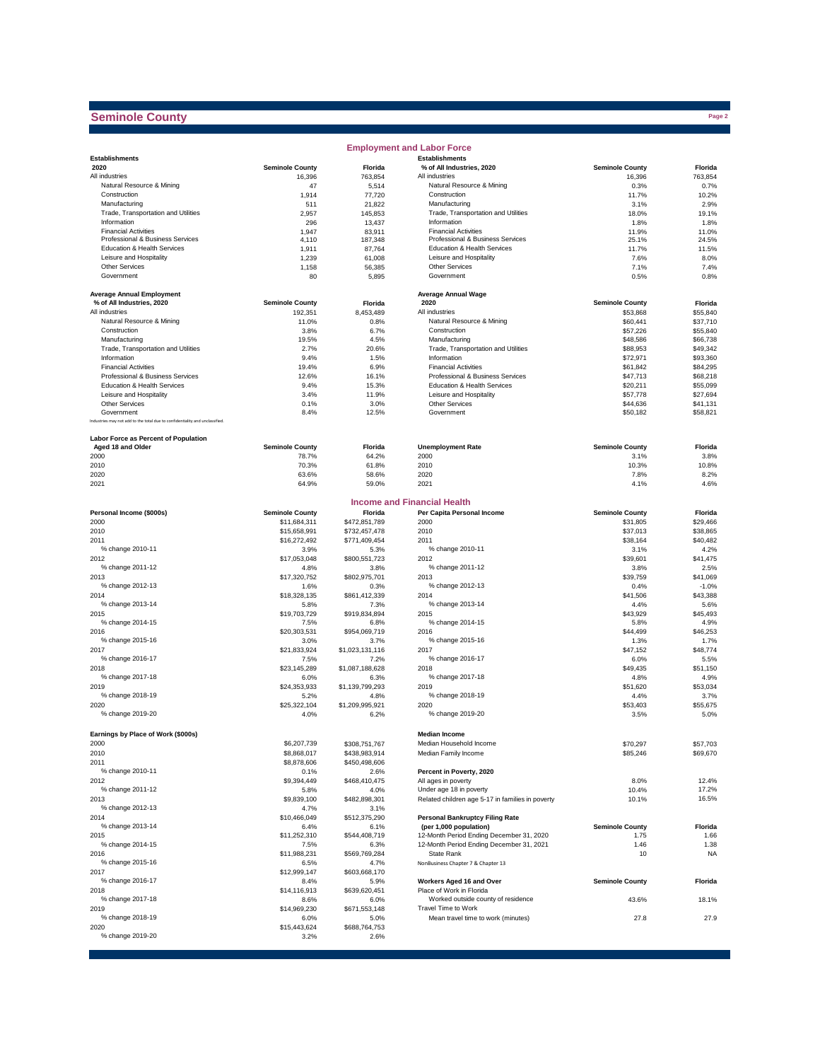# Seminole County

## Employment and Labor Force

| Establishments 2020 | Seminole County | Florida |
|---|---|---|
| All industries | 16,396 | 763,854 |
| Natural Resource & Mining | 47 | 5,514 |
| Construction | 1,914 | 77,720 |
| Manufacturing | 511 | 21,822 |
| Trade, Transportation and Utilities | 2,957 | 145,853 |
| Information | 296 | 13,437 |
| Financial Activities | 1,947 | 83,911 |
| Professional & Business Services | 4,110 | 187,348 |
| Education & Health Services | 1,911 | 87,764 |
| Leisure and Hospitality | 1,239 | 61,008 |
| Other Services | 1,158 | 56,385 |
| Government | 80 | 5,895 |

| Establishments % of All Industries, 2020 | Seminole County | Florida |
|---|---|---|
| All industries | 16,396 | 763,854 |
| Natural Resource & Mining | 0.3% | 0.7% |
| Construction | 11.7% | 10.2% |
| Manufacturing | 3.1% | 2.9% |
| Trade, Transportation and Utilities | 18.0% | 19.1% |
| Information | 1.8% | 1.8% |
| Financial Activities | 11.9% | 11.0% |
| Professional & Business Services | 25.1% | 24.5% |
| Education & Health Services | 11.7% | 11.5% |
| Leisure and Hospitality | 7.6% | 8.0% |
| Other Services | 7.1% | 7.4% |
| Government | 0.5% | 0.8% |

| Average Annual Employment % of All Industries, 2020 | Seminole County | Florida |
|---|---|---|
| All industries | 192,351 | 8,453,489 |
| Natural Resource & Mining | 11.0% | 0.8% |
| Construction | 3.8% | 6.7% |
| Manufacturing | 19.5% | 4.5% |
| Trade, Transportation and Utilities | 2.7% | 20.6% |
| Information | 9.4% | 1.5% |
| Financial Activities | 19.4% | 6.9% |
| Professional & Business Services | 12.6% | 16.1% |
| Education & Health Services | 9.4% | 15.3% |
| Leisure and Hospitality | 3.4% | 11.9% |
| Other Services | 0.1% | 3.0% |
| Government | 8.4% | 12.5% |

Industries may not add to the total due to confidentiality and unclassified.

| Average Annual Wage 2020 | Seminole County | Florida |
|---|---|---|
| All industries | $53,868 | $55,840 |
| Natural Resource & Mining | $60,441 | $37,710 |
| Construction | $57,226 | $55,840 |
| Manufacturing | $48,586 | $66,738 |
| Trade, Transportation and Utilities | $88,953 | $49,342 |
| Information | $72,971 | $93,360 |
| Financial Activities | $61,842 | $84,295 |
| Professional & Business Services | $47,713 | $68,218 |
| Education & Health Services | $20,211 | $55,099 |
| Leisure and Hospitality | $57,778 | $27,694 |
| Other Services | $44,636 | $41,131 |
| Government | $50,182 | $58,821 |

| Labor Force as Percent of Population Aged 18 and Older | Seminole County | Florida |
|---|---|---|
| 2000 | 78.7% | 64.2% |
| 2010 | 70.3% | 61.8% |
| 2020 | 63.6% | 58.6% |
| 2021 | 64.9% | 59.0% |

| Unemployment Rate | Seminole County | Florida |
|---|---|---|
| 2000 | 3.1% | 3.8% |
| 2010 | 10.3% | 10.8% |
| 2020 | 7.8% | 8.2% |
| 2021 | 4.1% | 4.6% |

## Income and Financial Health

| Personal Income ($000s) | Seminole County | Florida |
|---|---|---|
| 2000 | $11,684,311 | $472,851,789 |
| 2010 | $15,658,991 | $732,457,478 |
| 2011 | $16,272,492 | $771,409,454 |
| % change 2010-11 | 3.9% | 5.3% |
| 2012 | $17,053,048 | $800,551,723 |
| % change 2011-12 | 4.8% | 3.8% |
| 2013 | $17,320,752 | $802,975,701 |
| % change 2012-13 | 1.6% | 0.3% |
| 2014 | $18,328,135 | $861,412,339 |
| % change 2013-14 | 5.8% | 7.3% |
| 2015 | $19,703,729 | $919,834,894 |
| % change 2014-15 | 7.5% | 6.8% |
| 2016 | $20,303,531 | $954,069,719 |
| % change 2015-16 | 3.0% | 3.7% |
| 2017 | $21,833,924 | $1,023,131,116 |
| % change 2016-17 | 7.5% | 7.2% |
| 2018 | $23,145,289 | $1,087,188,628 |
| % change 2017-18 | 6.0% | 6.3% |
| 2019 | $24,353,933 | $1,139,799,293 |
| % change 2018-19 | 5.2% | 4.8% |
| 2020 | $25,322,104 | $1,209,995,921 |
| % change 2019-20 | 4.0% | 6.2% |

| Per Capita Personal Income | Seminole County | Florida |
|---|---|---|
| 2000 | $31,805 | $29,466 |
| 2010 | $37,013 | $38,865 |
| 2011 | $38,164 | $40,482 |
| % change 2010-11 | 3.1% | 4.2% |
| 2012 | $39,601 | $41,475 |
| % change 2011-12 | 3.8% | 2.5% |
| 2013 | $39,759 | $41,069 |
| % change 2012-13 | 0.4% | -1.0% |
| 2014 | $41,506 | $43,388 |
| % change 2013-14 | 4.4% | 5.6% |
| 2015 | $43,929 | $45,493 |
| % change 2014-15 | 5.8% | 4.9% |
| 2016 | $44,499 | $46,253 |
| % change 2015-16 | 1.3% | 1.7% |
| 2017 | $47,152 | $48,774 |
| % change 2016-17 | 6.0% | 5.5% |
| 2018 | $49,435 | $51,150 |
| % change 2017-18 | 4.8% | 4.9% |
| 2019 | $51,620 | $53,034 |
| % change 2018-19 | 4.4% | 3.7% |
| 2020 | $53,403 | $55,675 |
| % change 2019-20 | 3.5% | 5.0% |

| Earnings by Place of Work ($000s) | Seminole County | Florida |
|---|---|---|
| 2000 | $6,207,739 | $308,751,767 |
| 2010 | $8,868,017 | $438,983,914 |
| 2011 | $8,878,606 | $450,498,606 |
| % change 2010-11 | 0.1% | 2.6% |
| 2012 | $9,394,449 | $468,410,475 |
| % change 2011-12 | 5.8% | 4.0% |
| 2013 | $9,839,100 | $482,898,301 |
| % change 2012-13 | 4.7% | 3.1% |
| 2014 | $10,466,049 | $512,375,290 |
| % change 2013-14 | 6.4% | 6.1% |
| 2015 | $11,252,310 | $544,408,719 |
| % change 2014-15 | 7.5% | 6.3% |
| 2016 | $11,988,231 | $569,769,284 |
| % change 2015-16 | 6.5% | 4.7% |
| 2017 | $12,999,147 | $603,668,170 |
| % change 2016-17 | 8.4% | 5.9% |
| 2018 | $14,116,913 | $639,620,451 |
| % change 2017-18 | 8.6% | 6.0% |
| 2019 | $14,969,230 | $671,553,148 |
| % change 2018-19 | 6.0% | 5.0% |
| 2020 | $15,443,624 | $688,764,753 |
| % change 2019-20 | 3.2% | 2.6% |

| Median Income | Seminole County | Florida |
|---|---|---|
| Median Household Income | $70,297 | $57,703 |
| Median Family Income | $85,246 | $69,670 |

| Percent in Poverty, 2020 | Seminole County | Florida |
|---|---|---|
| All ages in poverty | 8.0% | 12.4% |
| Under age 18 in poverty | 10.4% | 17.2% |
| Related children age 5-17 in families in poverty | 10.1% | 16.5% |

| Personal Bankruptcy Filing Rate (per 1,000 population) | Seminole County | Florida |
|---|---|---|
| 12-Month Period Ending December 31, 2020 | 1.75 | 1.66 |
| 12-Month Period Ending December 31, 2021 | 1.46 | 1.38 |
| State Rank | 10 | NA |

NonBusiness Chapter 7 & Chapter 13

| Workers Aged 16 and Over | Seminole County | Florida |
|---|---|---|
| Place of Work in Florida | | |
| Worked outside county of residence | 43.6% | 18.1% |
| Travel Time to Work | | |
| Mean travel time to work (minutes) | 27.8 | 27.9 |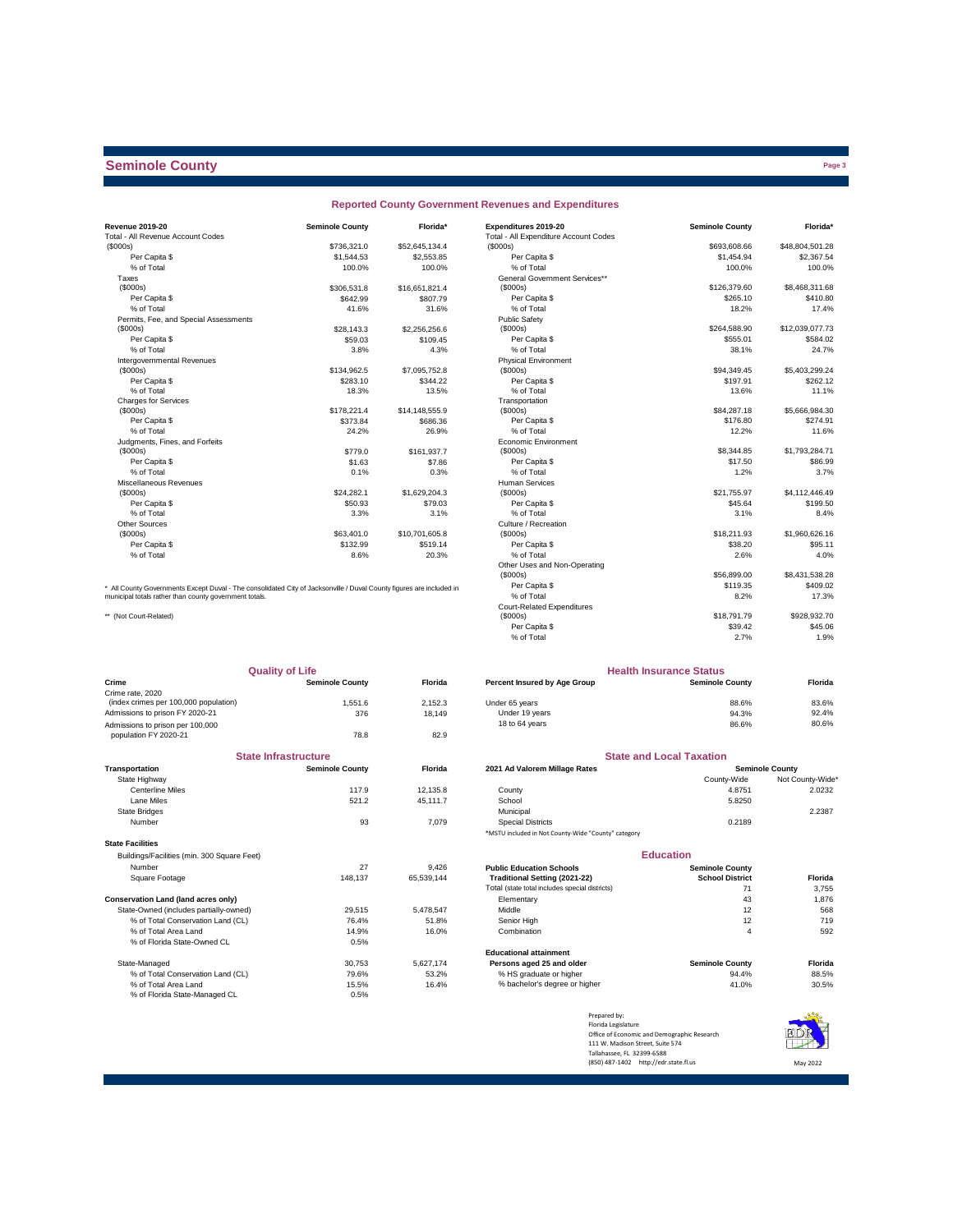# Seminole County

## Reported County Government Revenues and Expenditures

| Revenue 2019-20 | Seminole County | Florida* |
|---|---|---|
| Total - All Revenue Account Codes | | |
| ($000s) | $736,321.0 | $52,645,134.4 |
| Per Capita $ | $1,544.53 | $2,553.85 |
| % of Total | 100.0% | 100.0% |
| Taxes | | |
| ($000s) | $306,531.8 | $16,651,821.4 |
| Per Capita $ | $642.99 | $807.79 |
| % of Total | 41.6% | 31.6% |
| Permits, Fee, and Special Assessments | | |
| ($000s) | $28,143.3 | $2,256,256.6 |
| Per Capita $ | $59.03 | $109.45 |
| % of Total | 3.8% | 4.3% |
| Intergovernmental Revenues | | |
| ($000s) | $134,962.5 | $7,095,752.8 |
| Per Capita $ | $283.10 | $344.22 |
| % of Total | 18.3% | 13.5% |
| Charges for Services | | |
| ($000s) | $178,221.4 | $14,148,555.9 |
| Per Capita $ | $373.84 | $686.36 |
| % of Total | 24.2% | 26.9% |
| Judgments, Fines, and Forfeits | | |
| ($000s) | $779.0 | $161,937.7 |
| Per Capita $ | $1.63 | $7.86 |
| % of Total | 0.1% | 0.3% |
| Miscellaneous Revenues | | |
| ($000s) | $24,282.1 | $1,629,204.3 |
| Per Capita $ | $50.93 | $79.03 |
| % of Total | 3.3% | 3.1% |
| Other Sources | | |
| ($000s) | $63,401.0 | $10,701,605.8 |
| Per Capita $ | $132.99 | $519.14 |
| % of Total | 8.6% | 20.3% |

\* All County Governments Except Duval - The consolidated City of Jacksonville / Duval County figures are included in municipal totals rather than county government totals.

** (Not Court-Related)

| Expenditures 2019-20 | Seminole County | Florida* |
|---|---|---|
| Total - All Expenditure Account Codes | | |
| ($000s) | $693,608.66 | $48,804,501.28 |
| Per Capita $ | $1,454.94 | $2,367.54 |
| % of Total | 100.0% | 100.0% |
| General Government Services** | | |
| ($000s) | $126,379.60 | $8,468,311.68 |
| Per Capita $ | $265.10 | $410.80 |
| % of Total | 18.2% | 17.4% |
| Public Safety | | |
| ($000s) | $264,588.90 | $12,039,077.73 |
| Per Capita $ | $555.01 | $584.02 |
| % of Total | 38.1% | 24.7% |
| Physical Environment | | |
| ($000s) | $94,349.45 | $5,403,299.24 |
| Per Capita $ | $197.91 | $262.12 |
| % of Total | 13.6% | 11.1% |
| Transportation | | |
| ($000s) | $84,287.18 | $5,666,984.30 |
| Per Capita $ | $176.80 | $274.91 |
| % of Total | 12.2% | 11.6% |
| Economic Environment | | |
| ($000s) | $8,344.85 | $1,793,284.71 |
| Per Capita $ | $17.50 | $86.99 |
| % of Total | 1.2% | 3.7% |
| Human Services | | |
| ($000s) | $21,755.97 | $4,112,446.49 |
| Per Capita $ | $45.64 | $199.50 |
| % of Total | 3.1% | 8.4% |
| Culture / Recreation | | |
| ($000s) | $18,211.93 | $1,960,626.16 |
| Per Capita $ | $38.20 | $95.11 |
| % of Total | 2.6% | 4.0% |
| Other Uses and Non-Operating | | |
| ($000s) | $56,899.00 | $8,431,538.28 |
| Per Capita $ | $119.35 | $409.02 |
| % of Total | 8.2% | 17.3% |
| Court-Related Expenditures | | |
| ($000s) | $18,791.79 | $928,932.70 |
| Per Capita $ | $39.42 | $45.06 |
| % of Total | 2.7% | 1.9% |

## Quality of Life

| Crime | Seminole County | Florida |
|---|---|---|
| Crime rate, 2020 (index crimes per 100,000 population) | 1,551.6 | 2,152.3 |
| Admissions to prison FY 2020-21 | 376 | 18,149 |
| Admissions to prison per 100,000 population FY 2020-21 | 78.8 | 82.9 |

## Health Insurance Status

| Percent Insured by Age Group | Seminole County | Florida |
|---|---|---|
| Under 65 years | 88.6% | 83.6% |
| Under 19 years | 94.3% | 92.4% |
| 18 to 64 years | 86.6% | 80.6% |

## State Infrastructure

| Transportation | Seminole County | Florida |
|---|---|---|
| State Highway | | |
| Centerline Miles | 117.9 | 12,135.8 |
| Lane Miles | 521.2 | 45,111.7 |
| State Bridges | | |
| Number | 93 | 7,079 |

| State Facilities | Seminole County | Florida |
|---|---|---|
| Buildings/Facilities (min. 300 Square Feet) | | |
| Number | 27 | 9,426 |
| Square Footage | 148,137 | 65,539,144 |

| Conservation Land (land acres only) | Seminole County | Florida |
|---|---|---|
| State-Owned (includes partially-owned) | 29,515 | 5,478,547 |
| % of Total Conservation Land (CL) | 76.4% | 51.8% |
| % of Total Area Land | 14.9% | 16.0% |
| % of Florida State-Owned CL | 0.5% | |
| State-Managed | 30,753 | 5,627,174 |
| % of Total Conservation Land (CL) | 79.6% | 53.2% |
| % of Total Area Land | 15.5% | 16.4% |
| % of Florida State-Managed CL | 0.5% | |

## State and Local Taxation

| 2021 Ad Valorem Millage Rates | Seminole County County-Wide | Seminole County Not County-Wide* |
|---|---|---|
| County | 4.8751 | 2.0232 |
| School | 5.8250 | |
| Municipal | | 2.2387 |
| Special Districts | 0.2189 | |

*MSTU included in Not County-Wide "County" category

## Education

| Public Education Schools Traditional Setting (2021-22) | Seminole County School District | Florida |
|---|---|---|
| Total (state total includes special districts) | 71 | 3,755 |
| Elementary | 43 | 1,876 |
| Middle | 12 | 568 |
| Senior High | 12 | 719 |
| Combination | 4 | 592 |

| Educational attainment Persons aged 25 and older | Seminole County | Florida |
|---|---|---|
| % HS graduate or higher | 94.4% | 88.5% |
| % bachelor's degree or higher | 41.0% | 30.5% |

Prepared by:
Florida Legislature
Office of Economic and Demographic Research
111 W. Madison Street, Suite 574
Tallahassee, FL 32399-6588
(850) 487-1402 http://edr.state.fl.us

May 2022